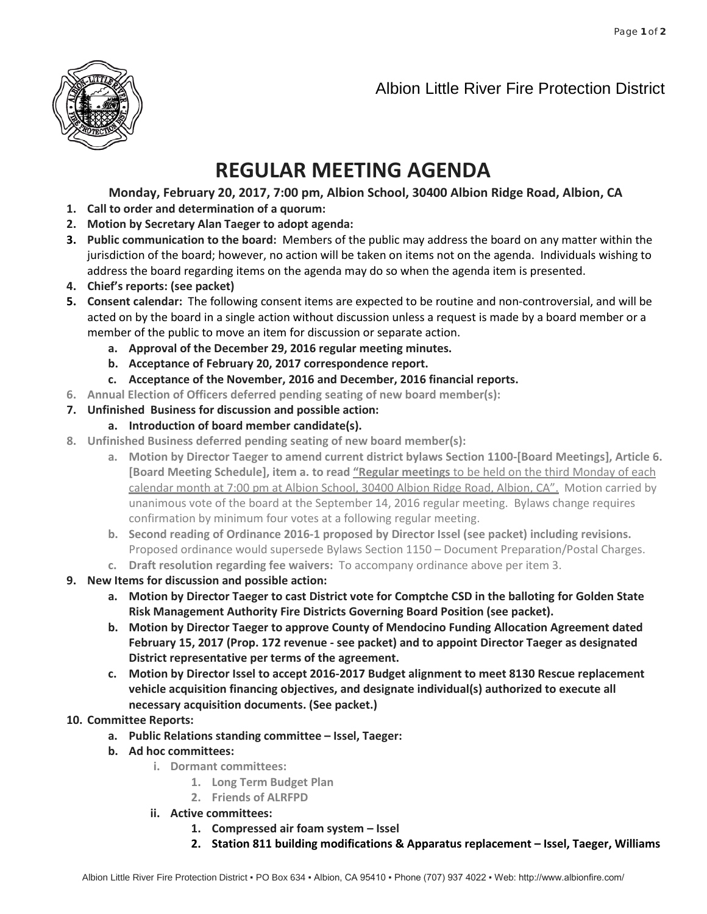Albion Little River Fire Protection District

# REGULAR MEETING AGENDA

**Monday, February 20, 2017, 7:00 pm, Albion School, 30400 Albion Ridge Road, Albion, CA**

1. **Call to order and determination of a quorum:**
2. **Motion by Secretary Alan Taeger to adopt agenda:**
3. **Public communication to the board:** Members of the public may address the board on any matter within the jurisdiction of the board; however, no action will be taken on items not on the agenda. Individuals wishing to address the board regarding items on the agenda may do so when the agenda item is presented.
4. **Chief's reports: (see packet)**
5. **Consent calendar:** The following consent items are expected to be routine and non-controversial, and will be acted on by the board in a single action without discussion unless a request is made by a board member or a member of the public to move an item for discussion or separate action.
    a. **Approval of the December 29, 2016 regular meeting minutes.**
    b. **Acceptance of February 20, 2017 correspondence report.**
    c. **Acceptance of the November, 2016 and December, 2016 financial reports.**
6. **Annual Election of Officers deferred pending seating of new board member(s):**
7. **Unfinished Business for discussion and possible action:**
    a. **Introduction of board member candidate(s).**
8. **Unfinished Business deferred pending seating of new board member(s):**
    a. **Motion by Director Taeger to amend current district bylaws Section 1100-[Board Meetings], Article 6. [Board Meeting Schedule], item a. to read "Regular meetings** to be held on the third Monday of each calendar month at 7:00 pm at Albion School, 30400 Albion Ridge Road, Albion, CA". Motion carried by unanimous vote of the board at the September 14, 2016 regular meeting. Bylaws change requires confirmation by minimum four votes at a following regular meeting.
    b. **Second reading of Ordinance 2016-1 proposed by Director Issel (see packet) including revisions.** Proposed ordinance would supersede Bylaws Section 1150 – Document Preparation/Postal Charges.
    c. **Draft resolution regarding fee waivers:** To accompany ordinance above per item 3.
9. **New Items for discussion and possible action:**
    a. **Motion by Director Taeger to cast District vote for Comptche CSD in the balloting for Golden State Risk Management Authority Fire Districts Governing Board Position (see packet).**
    b. **Motion by Director Taeger to approve County of Mendocino Funding Allocation Agreement dated February 15, 2017 (Prop. 172 revenue - see packet) and to appoint Director Taeger as designated District representative per terms of the agreement.**
    c. **Motion by Director Issel to accept 2016-2017 Budget alignment to meet 8130 Rescue replacement vehicle acquisition financing objectives, and designate individual(s) authorized to execute all necessary acquisition documents. (See packet.)**
10. **Committee Reports:**
    a. **Public Relations standing committee – Issel, Taeger:**
    b. **Ad hoc committees:**
        i. **Dormant committees:**
            1. **Long Term Budget Plan**
            2. **Friends of ALRFPD**
        ii. **Active committees:**
            1. **Compressed air foam system – Issel**
            2. **Station 811 building modifications & Apparatus replacement – Issel, Taeger, Williams**

Albion Little River Fire Protection District ▪ PO Box 634 ▪ Albion, CA 95410 ▪ Phone (707) 937 4022 ▪ Web: http://www.albionfire.com/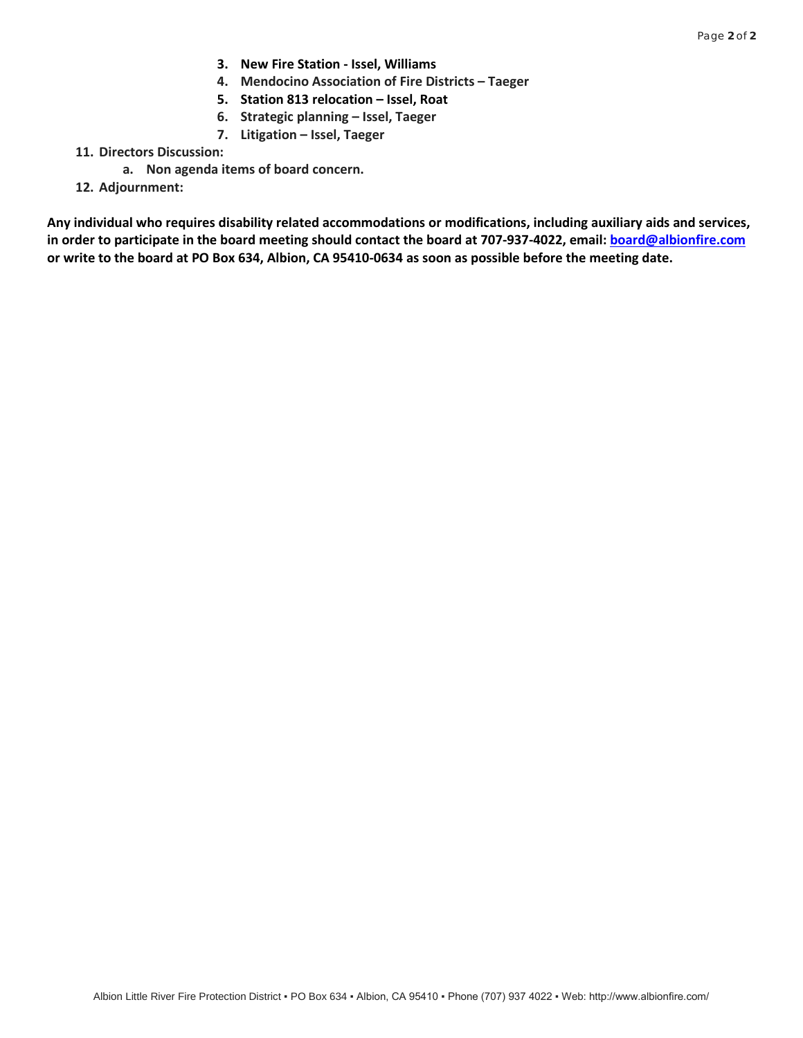3. **New Fire Station - Issel, Williams**
4. **Mendocino Association of Fire Districts – Taeger**
5. **Station 813 relocation – Issel, Roat**
6. **Strategic planning – Issel, Taeger**
7. **Litigation – Issel, Taeger**

11. **Directors Discussion:**
    a. **Non agenda items of board concern.**
12. **Adjournment:**

**Any individual who requires disability related accommodations or modifications, including auxiliary aids and services, in order to participate in the board meeting should contact the board at 707-937-4022, email: [board@albionfire.com](mailto:board@albionfire.com) or write to the board at PO Box 634, Albion, CA 95410-0634 as soon as possible before the meeting date.**